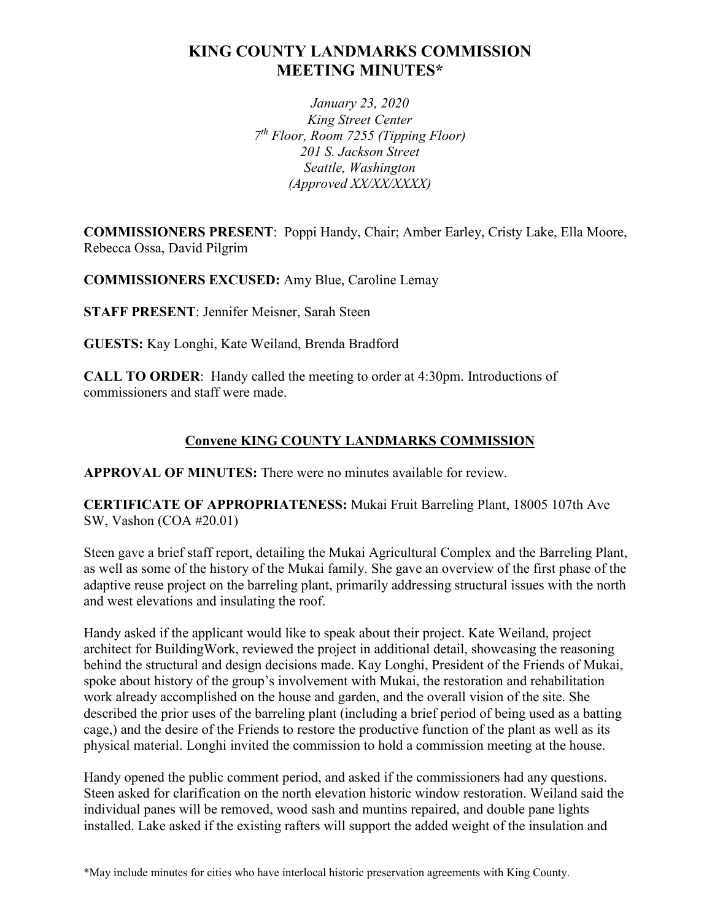# KING COUNTY LANDMARKS COMMISSION MEETING MINUTES*

*January 23, 2020*
*King Street Center*
*7th Floor, Room 7255 (Tipping Floor)*
*201 S. Jackson Street*
*Seattle, Washington*
*(Approved XX/XX/XXXX)*

**COMMISSIONERS PRESENT**: Poppi Handy, Chair; Amber Earley, Cristy Lake, Ella Moore, Rebecca Ossa, David Pilgrim

**COMMISSIONERS EXCUSED:** Amy Blue, Caroline Lemay

**STAFF PRESENT**: Jennifer Meisner, Sarah Steen

**GUESTS:** Kay Longhi, Kate Weiland, Brenda Bradford

**CALL TO ORDER**: Handy called the meeting to order at 4:30pm. Introductions of commissioners and staff were made.

## Convene KING COUNTY LANDMARKS COMMISSION

**APPROVAL OF MINUTES:** There were no minutes available for review.

**CERTIFICATE OF APPROPRIATENESS:** Mukai Fruit Barreling Plant, 18005 107th Ave SW, Vashon (COA #20.01)

Steen gave a brief staff report, detailing the Mukai Agricultural Complex and the Barreling Plant, as well as some of the history of the Mukai family. She gave an overview of the first phase of the adaptive reuse project on the barreling plant, primarily addressing structural issues with the north and west elevations and insulating the roof.

Handy asked if the applicant would like to speak about their project. Kate Weiland, project architect for BuildingWork, reviewed the project in additional detail, showcasing the reasoning behind the structural and design decisions made. Kay Longhi, President of the Friends of Mukai, spoke about history of the group's involvement with Mukai, the restoration and rehabilitation work already accomplished on the house and garden, and the overall vision of the site. She described the prior uses of the barreling plant (including a brief period of being used as a batting cage,) and the desire of the Friends to restore the productive function of the plant as well as its physical material. Longhi invited the commission to hold a commission meeting at the house.

Handy opened the public comment period, and asked if the commissioners had any questions. Steen asked for clarification on the north elevation historic window restoration. Weiland said the individual panes will be removed, wood sash and muntins repaired, and double pane lights installed. Lake asked if the existing rafters will support the added weight of the insulation and

*May include minutes for cities who have interlocal historic preservation agreements with King County.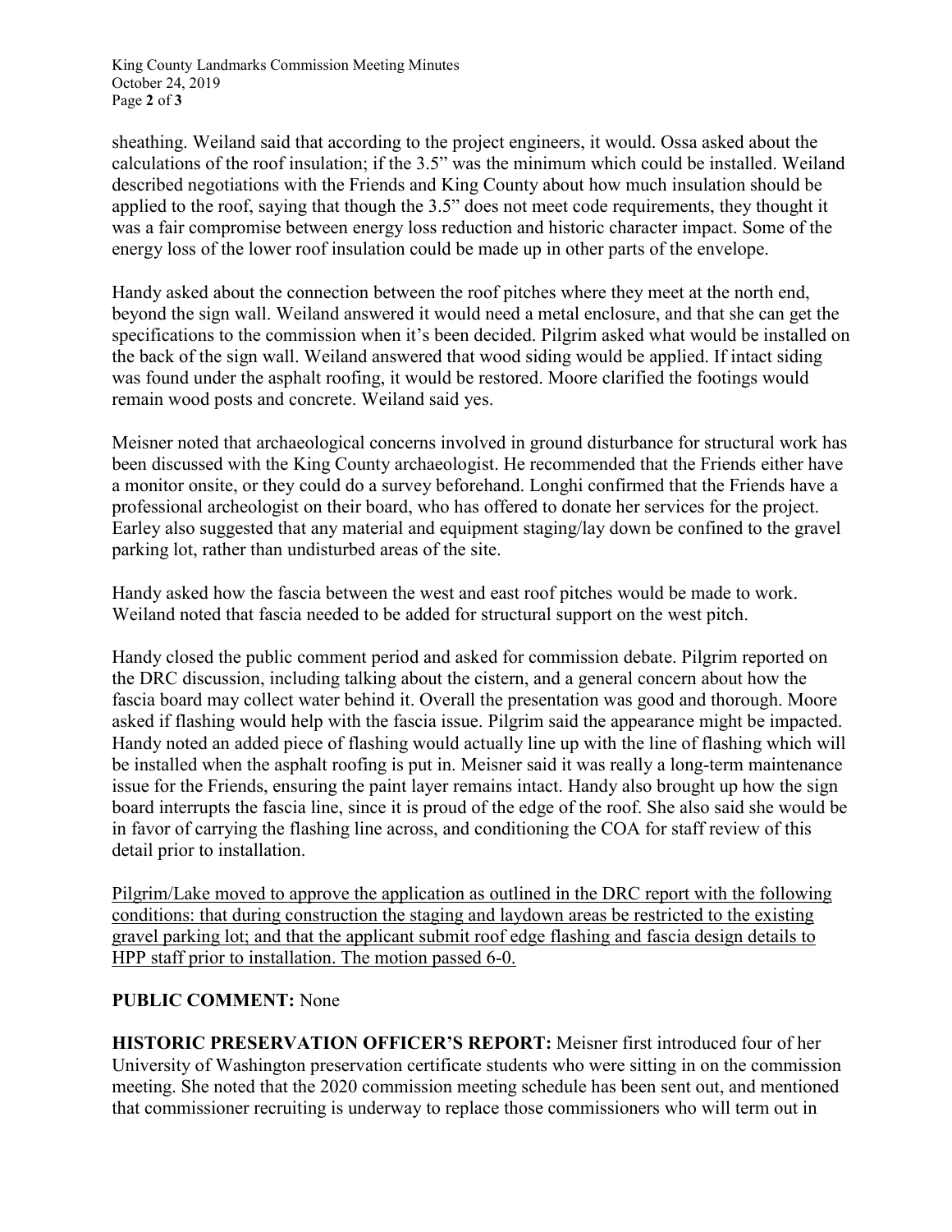sheathing. Weiland said that according to the project engineers, it would. Ossa asked about the calculations of the roof insulation; if the 3.5" was the minimum which could be installed. Weiland described negotiations with the Friends and King County about how much insulation should be applied to the roof, saying that though the 3.5" does not meet code requirements, they thought it was a fair compromise between energy loss reduction and historic character impact. Some of the energy loss of the lower roof insulation could be made up in other parts of the envelope.

Handy asked about the connection between the roof pitches where they meet at the north end, beyond the sign wall. Weiland answered it would need a metal enclosure, and that she can get the specifications to the commission when it's been decided. Pilgrim asked what would be installed on the back of the sign wall. Weiland answered that wood siding would be applied. If intact siding was found under the asphalt roofing, it would be restored. Moore clarified the footings would remain wood posts and concrete. Weiland said yes.

Meisner noted that archaeological concerns involved in ground disturbance for structural work has been discussed with the King County archaeologist. He recommended that the Friends either have a monitor onsite, or they could do a survey beforehand. Longhi confirmed that the Friends have a professional archeologist on their board, who has offered to donate her services for the project. Earley also suggested that any material and equipment staging/lay down be confined to the gravel parking lot, rather than undisturbed areas of the site.

Handy asked how the fascia between the west and east roof pitches would be made to work. Weiland noted that fascia needed to be added for structural support on the west pitch.

Handy closed the public comment period and asked for commission debate. Pilgrim reported on the DRC discussion, including talking about the cistern, and a general concern about how the fascia board may collect water behind it. Overall the presentation was good and thorough. Moore asked if flashing would help with the fascia issue. Pilgrim said the appearance might be impacted. Handy noted an added piece of flashing would actually line up with the line of flashing which will be installed when the asphalt roofing is put in. Meisner said it was really a long-term maintenance issue for the Friends, ensuring the paint layer remains intact. Handy also brought up how the sign board interrupts the fascia line, since it is proud of the edge of the roof. She also said she would be in favor of carrying the flashing line across, and conditioning the COA for staff review of this detail prior to installation.

<u>Pilgrim/Lake moved to approve the application as outlined in the DRC report with the following conditions: that during construction the staging and laydown areas be restricted to the existing gravel parking lot; and that the applicant submit roof edge flashing and fascia design details to HPP staff prior to installation. The motion passed 6-0.</u>

**PUBLIC COMMENT:** None

**HISTORIC PRESERVATION OFFICER'S REPORT:** Meisner first introduced four of her University of Washington preservation certificate students who were sitting in on the commission meeting. She noted that the 2020 commission meeting schedule has been sent out, and mentioned that commissioner recruiting is underway to replace those commissioners who will term out in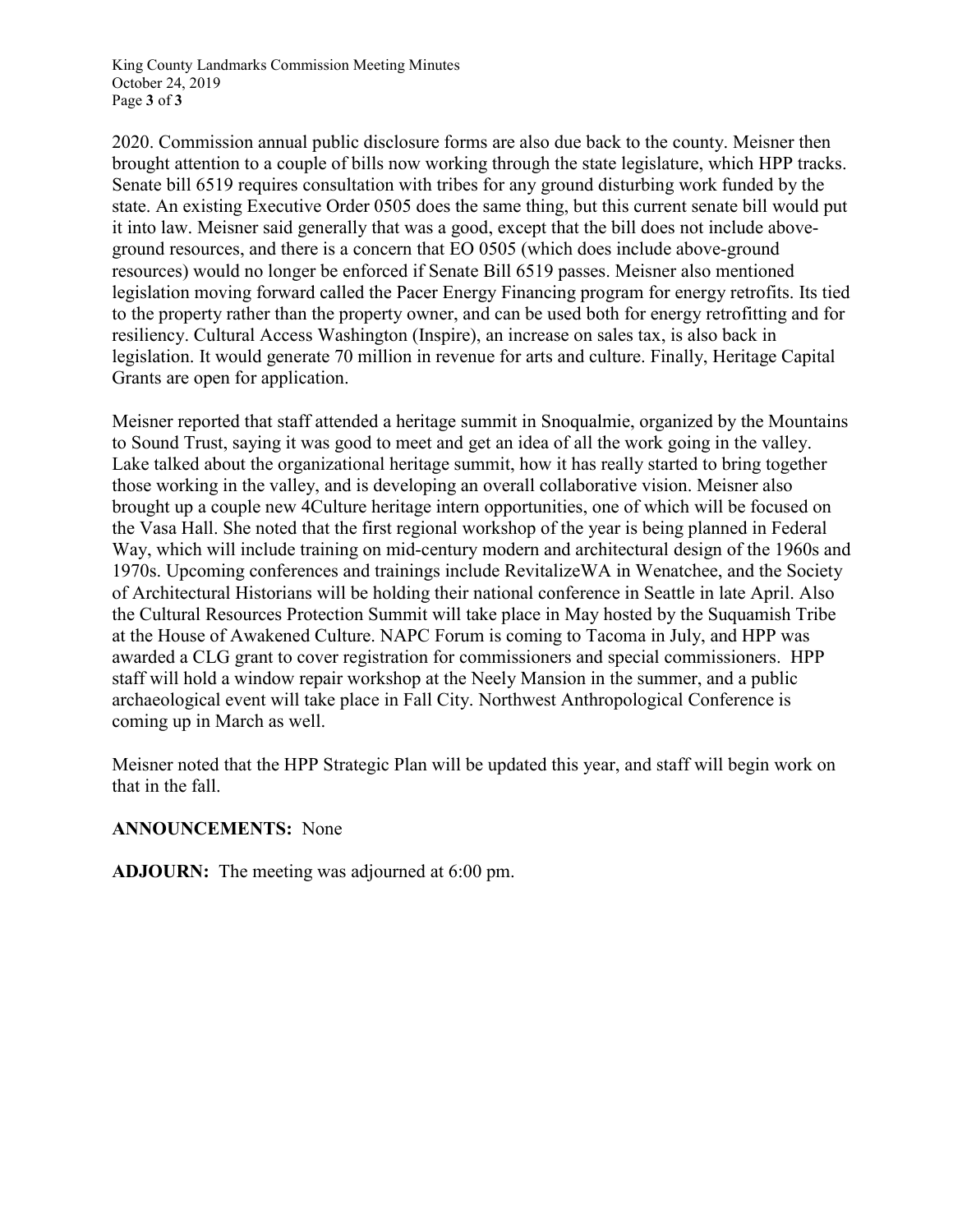2020. Commission annual public disclosure forms are also due back to the county. Meisner then brought attention to a couple of bills now working through the state legislature, which HPP tracks. Senate bill 6519 requires consultation with tribes for any ground disturbing work funded by the state. An existing Executive Order 0505 does the same thing, but this current senate bill would put it into law. Meisner said generally that was a good, except that the bill does not include above-ground resources, and there is a concern that EO 0505 (which does include above-ground resources) would no longer be enforced if Senate Bill 6519 passes. Meisner also mentioned legislation moving forward called the Pacer Energy Financing program for energy retrofits. Its tied to the property rather than the property owner, and can be used both for energy retrofitting and for resiliency. Cultural Access Washington (Inspire), an increase on sales tax, is also back in legislation. It would generate 70 million in revenue for arts and culture. Finally, Heritage Capital Grants are open for application.

Meisner reported that staff attended a heritage summit in Snoqualmie, organized by the Mountains to Sound Trust, saying it was good to meet and get an idea of all the work going in the valley. Lake talked about the organizational heritage summit, how it has really started to bring together those working in the valley, and is developing an overall collaborative vision. Meisner also brought up a couple new 4Culture heritage intern opportunities, one of which will be focused on the Vasa Hall. She noted that the first regional workshop of the year is being planned in Federal Way, which will include training on mid-century modern and architectural design of the 1960s and 1970s. Upcoming conferences and trainings include RevitalizeWA in Wenatchee, and the Society of Architectural Historians will be holding their national conference in Seattle in late April. Also the Cultural Resources Protection Summit will take place in May hosted by the Suquamish Tribe at the House of Awakened Culture. NAPC Forum is coming to Tacoma in July, and HPP was awarded a CLG grant to cover registration for commissioners and special commissioners. HPP staff will hold a window repair workshop at the Neely Mansion in the summer, and a public archaeological event will take place in Fall City. Northwest Anthropological Conference is coming up in March as well.

Meisner noted that the HPP Strategic Plan will be updated this year, and staff will begin work on that in the fall.

**ANNOUNCEMENTS:** None

**ADJOURN:** The meeting was adjourned at 6:00 pm.